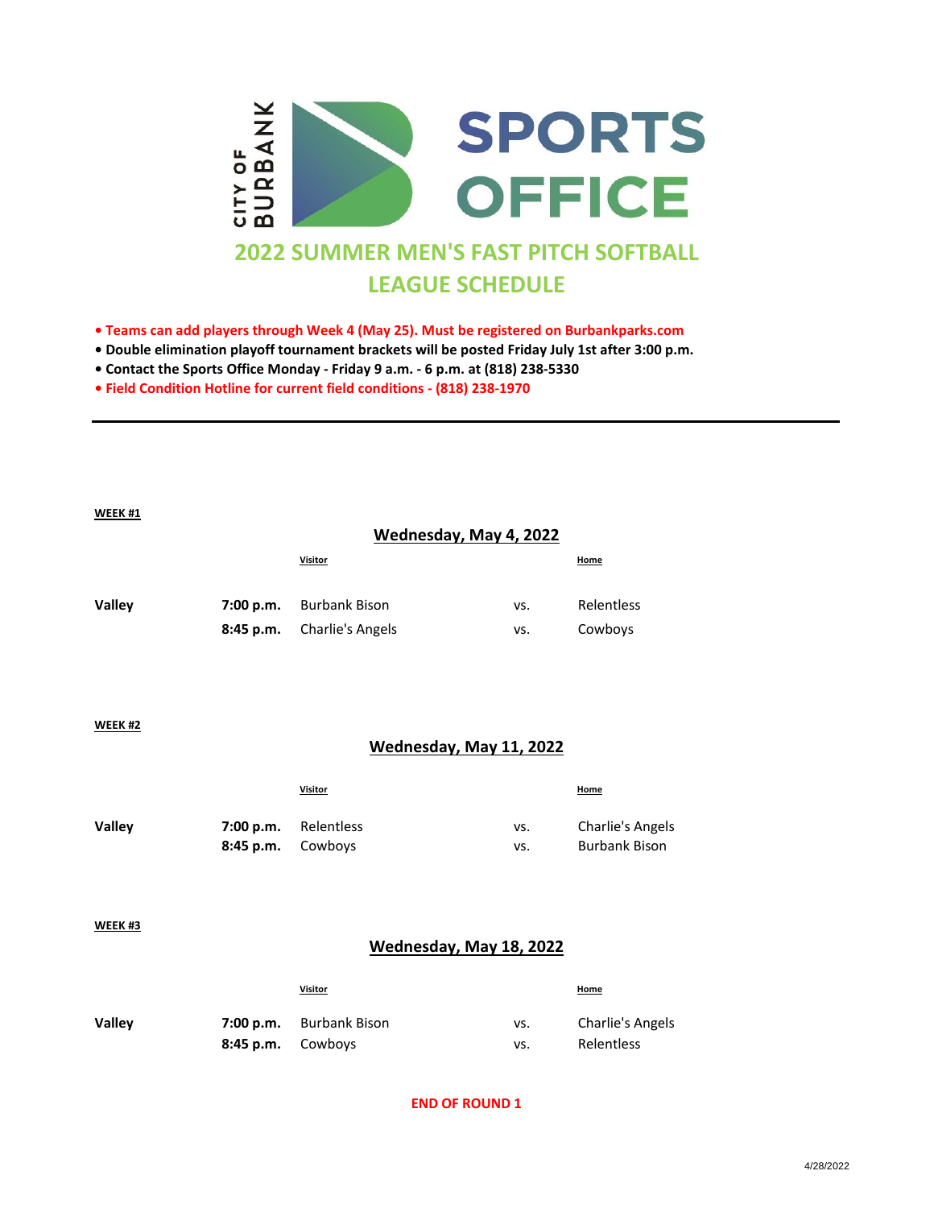CITY OF BURBANK

# SPORTS OFFICE

## 2022 SUMMER MEN'S FAST PITCH SOFTBALL LEAGUE SCHEDULE

- **Teams can add players through Week 4 (May 25). Must be registered on Burbankparks.com**
- **Double elimination playoff tournament brackets will be posted Friday July 1st after 3:00 p.m.**
- **Contact the Sports Office Monday - Friday 9 a.m. - 6 p.m. at (818) 238-5330**
- **Field Condition Hotline for current field conditions - (818) 238-1970**

---

**WEEK #1**

### Wednesday, May 4, 2022

| | | Visitor | | Home |
|---|---|---|---|---|
| **Valley** | **7:00 p.m.** | Burbank Bison | vs. | Relentless |
| | **8:45 p.m.** | Charlie's Angels | vs. | Cowboys |

**WEEK #2**

### Wednesday, May 11, 2022

| | | Visitor | | Home |
|---|---|---|---|---|
| **Valley** | **7:00 p.m.** | Relentless | vs. | Charlie's Angels |
| | **8:45 p.m.** | Cowboys | vs. | Burbank Bison |

**WEEK #3**

### Wednesday, May 18, 2022

| | | Visitor | | Home |
|---|---|---|---|---|
| **Valley** | **7:00 p.m.** | Burbank Bison | vs. | Charlie's Angels |
| | **8:45 p.m.** | Cowboys | vs. | Relentless |

**END OF ROUND 1**

4/28/2022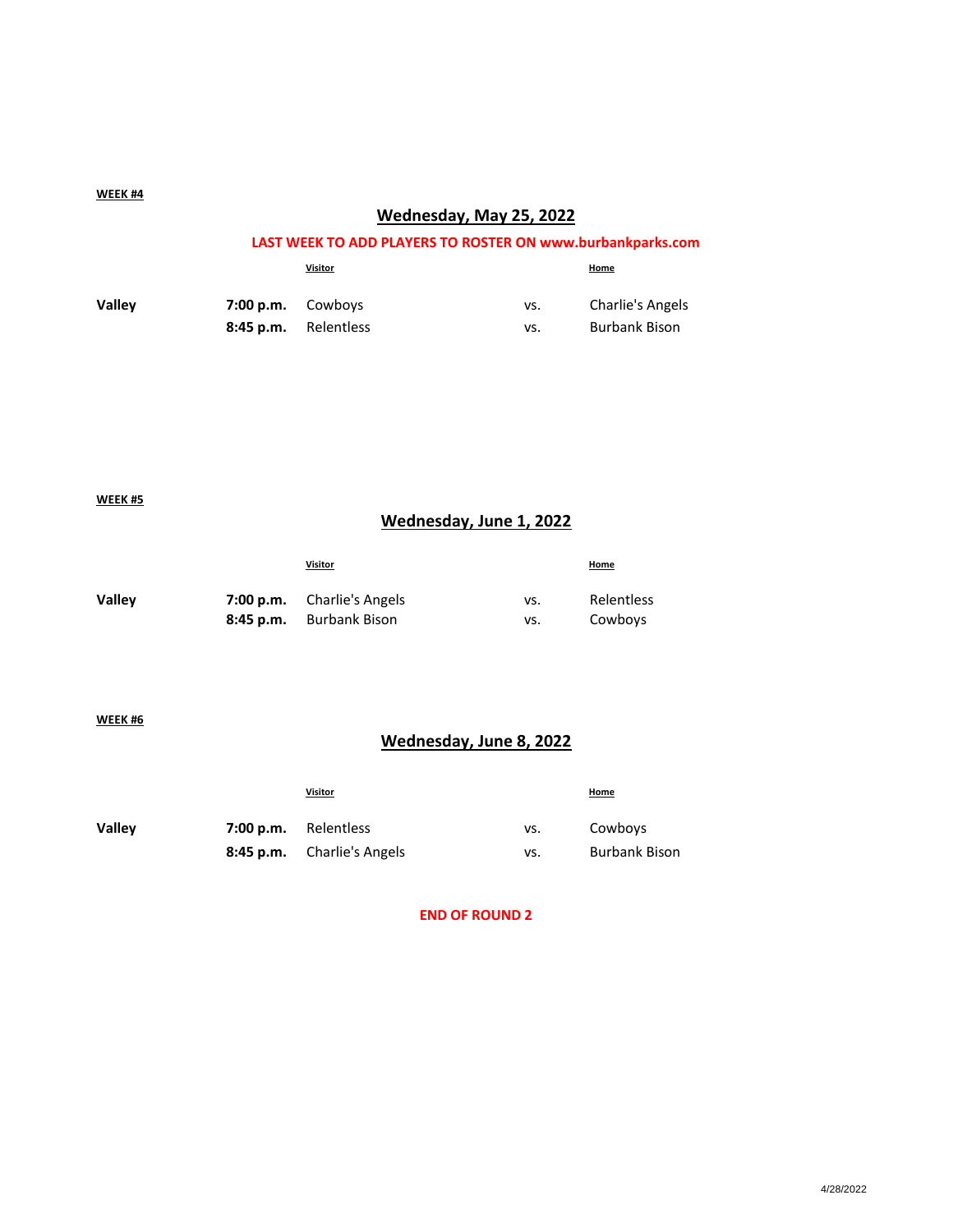**WEEK #4**

## Wednesday, May 25, 2022

**LAST WEEK TO ADD PLAYERS TO ROSTER ON www.burbankparks.com**

| | | Visitor | | Home |
|---|---|---|---|---|
| **Valley** | **7:00 p.m.** | Cowboys | vs. | Charlie's Angels |
| | **8:45 p.m.** | Relentless | vs. | Burbank Bison |

**WEEK #5**

## Wednesday, June 1, 2022

| | | Visitor | | Home |
|---|---|---|---|---|
| **Valley** | **7:00 p.m.** | Charlie's Angels | vs. | Relentless |
| | **8:45 p.m.** | Burbank Bison | vs. | Cowboys |

**WEEK #6**

## Wednesday, June 8, 2022

| | | Visitor | | Home |
|---|---|---|---|---|
| **Valley** | **7:00 p.m.** | Relentless | vs. | Cowboys |
| | **8:45 p.m.** | Charlie's Angels | vs. | Burbank Bison |

**END OF ROUND 2**

4/28/2022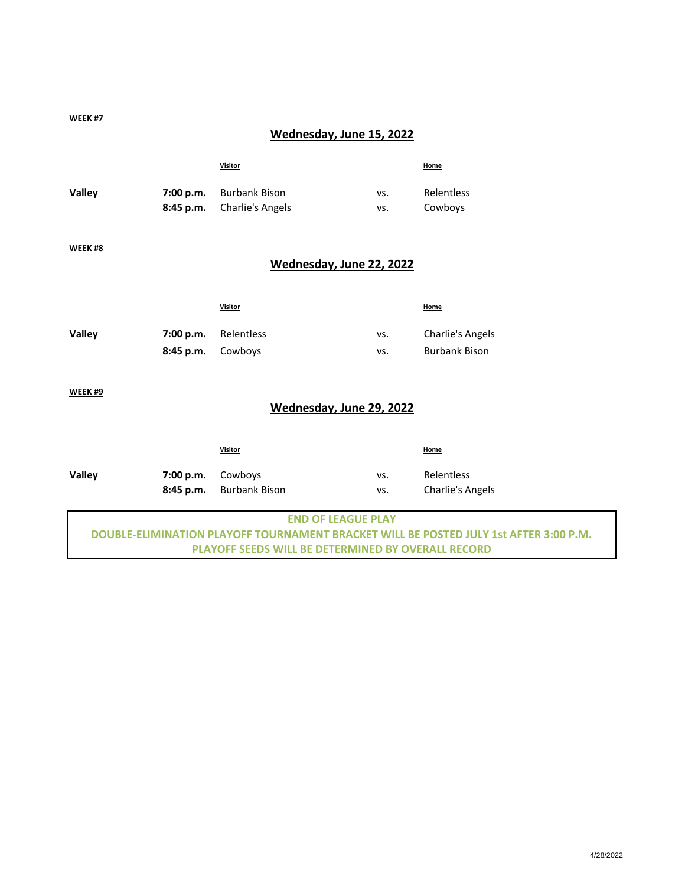**WEEK #7**

## Wednesday, June 15, 2022

| | | Visitor | | Home |
|---|---|---|---|---|
| **Valley** | **7:00 p.m.** | Burbank Bison | vs. | Relentless |
| | **8:45 p.m.** | Charlie's Angels | vs. | Cowboys |

**WEEK #8**

## Wednesday, June 22, 2022

| | | Visitor | | Home |
|---|---|---|---|---|
| **Valley** | **7:00 p.m.** | Relentless | vs. | Charlie's Angels |
| | **8:45 p.m.** | Cowboys | vs. | Burbank Bison |

**WEEK #9**

## Wednesday, June 29, 2022

| | | Visitor | | Home |
|---|---|---|---|---|
| **Valley** | **7:00 p.m.** | Cowboys | vs. | Relentless |
| | **8:45 p.m.** | Burbank Bison | vs. | Charlie's Angels |

**END OF LEAGUE PLAY**
**DOUBLE-ELIMINATION PLAYOFF TOURNAMENT BRACKET WILL BE POSTED JULY 1st AFTER 3:00 P.M.**
**PLAYOFF SEEDS WILL BE DETERMINED BY OVERALL RECORD**

4/28/2022